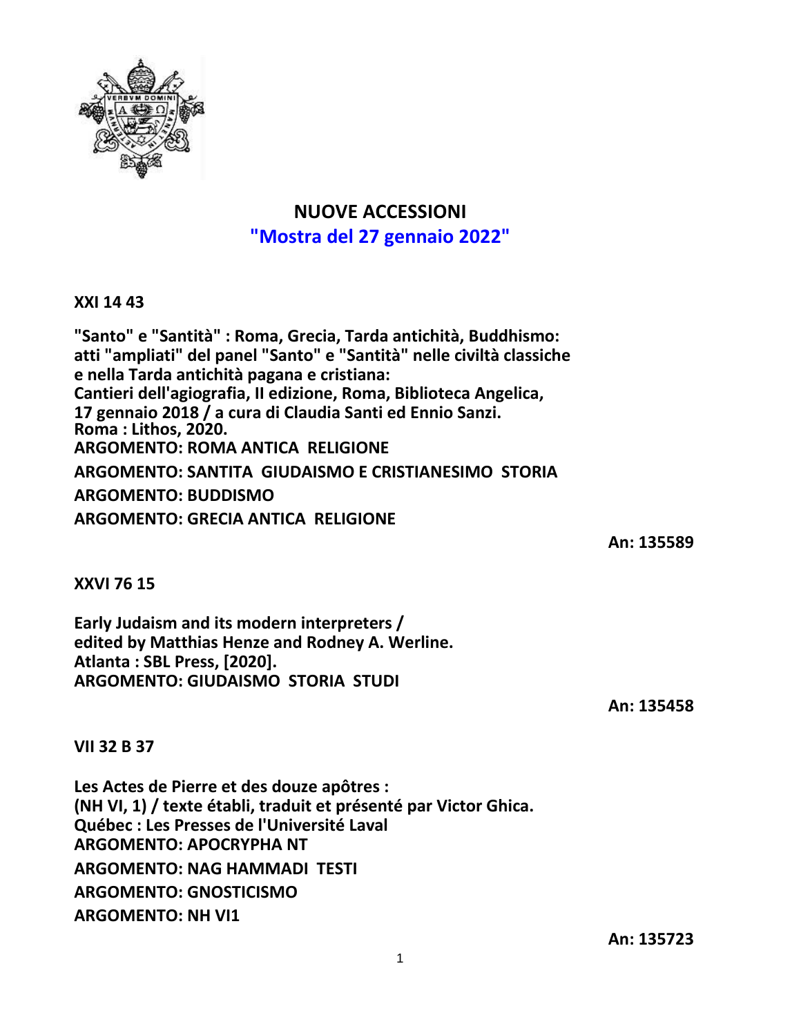# NUOVE ACCESSIONI

## "Mostra del 27 gennaio 2022"

**XXI 14 43**

**"Santo" e "Santità" : Roma, Grecia, Tarda antichità, Buddhismo: atti "ampliati" del panel "Santo" e "Santità" nelle civiltà classiche e nella Tarda antichità pagana e cristiana: Cantieri dell'agiografia, II edizione, Roma, Biblioteca Angelica, 17 gennaio 2018 / a cura di Claudia Santi ed Ennio Sanzi.**
**Roma : Lithos, 2020.**
**ARGOMENTO: ROMA ANTICA RELIGIONE**
**ARGOMENTO: SANTITA GIUDAISMO E CRISTIANESIMO STORIA**
**ARGOMENTO: BUDDISMO**
**ARGOMENTO: GRECIA ANTICA RELIGIONE**

**An: 135589**

**XXVI 76 15**

**Early Judaism and its modern interpreters / edited by Matthias Henze and Rodney A. Werline.**
**Atlanta : SBL Press, [2020].**
**ARGOMENTO: GIUDAISMO STORIA STUDI**

**An: 135458**

**VII 32 B 37**

**Les Actes de Pierre et des douze apôtres : (NH VI, 1) / texte établi, traduit et présenté par Victor Ghica.**
**Québec : Les Presses de l'Université Laval**
**ARGOMENTO: APOCRYPHA NT**
**ARGOMENTO: NAG HAMMADI TESTI**
**ARGOMENTO: GNOSTICISMO**
**ARGOMENTO: NH VI1**

**An: 135723**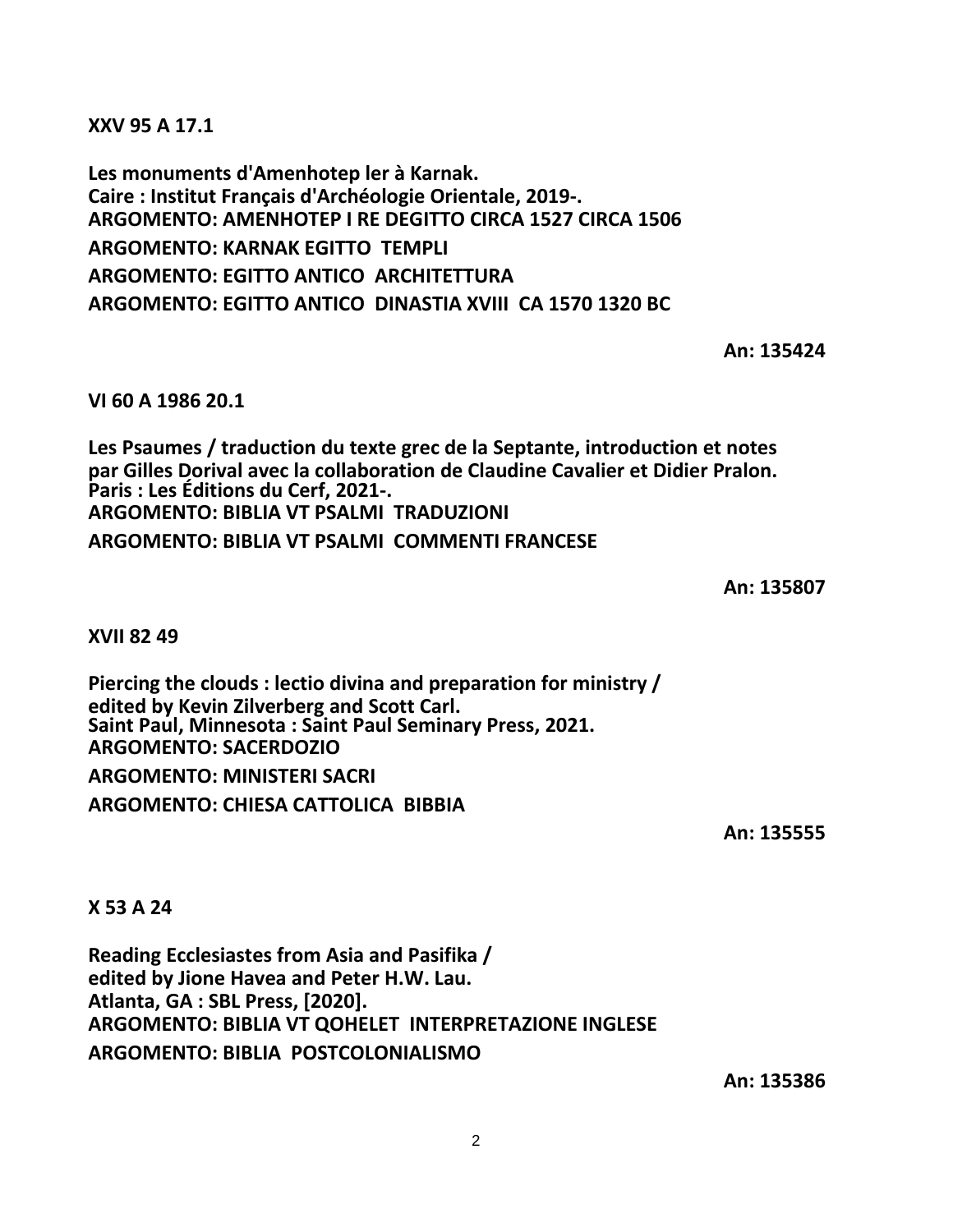**XXV 95 A 17.1**

**Les monuments d'Amenhotep Ier à Karnak.**
**Caire : Institut Français d'Archéologie Orientale, 2019-.**
**ARGOMENTO: AMENHOTEP I RE DEGITTO CIRCA 1527 CIRCA 1506**
**ARGOMENTO: KARNAK EGITTO TEMPLI**
**ARGOMENTO: EGITTO ANTICO ARCHITETTURA**
**ARGOMENTO: EGITTO ANTICO DINASTIA XVIII CA 1570 1320 BC**

**An: 135424**

**VI 60 A 1986 20.1**

**Les Psaumes / traduction du texte grec de la Septante, introduction et notes par Gilles Dorival avec la collaboration de Claudine Cavalier et Didier Pralon.**
**Paris : Les Éditions du Cerf, 2021-.**
**ARGOMENTO: BIBLIA VT PSALMI TRADUZIONI**
**ARGOMENTO: BIBLIA VT PSALMI COMMENTI FRANCESE**

**An: 135807**

**XVII 82 49**

**Piercing the clouds : lectio divina and preparation for ministry / edited by Kevin Zilverberg and Scott Carl.**
**Saint Paul, Minnesota : Saint Paul Seminary Press, 2021.**
**ARGOMENTO: SACERDOZIO**
**ARGOMENTO: MINISTERI SACRI**
**ARGOMENTO: CHIESA CATTOLICA BIBBIA**

**An: 135555**

**X 53 A 24**

**Reading Ecclesiastes from Asia and Pasifika / edited by Jione Havea and Peter H.W. Lau.**
**Atlanta, GA : SBL Press, [2020].**
**ARGOMENTO: BIBLIA VT QOHELET INTERPRETAZIONE INGLESE**
**ARGOMENTO: BIBLIA POSTCOLONIALISMO**

**An: 135386**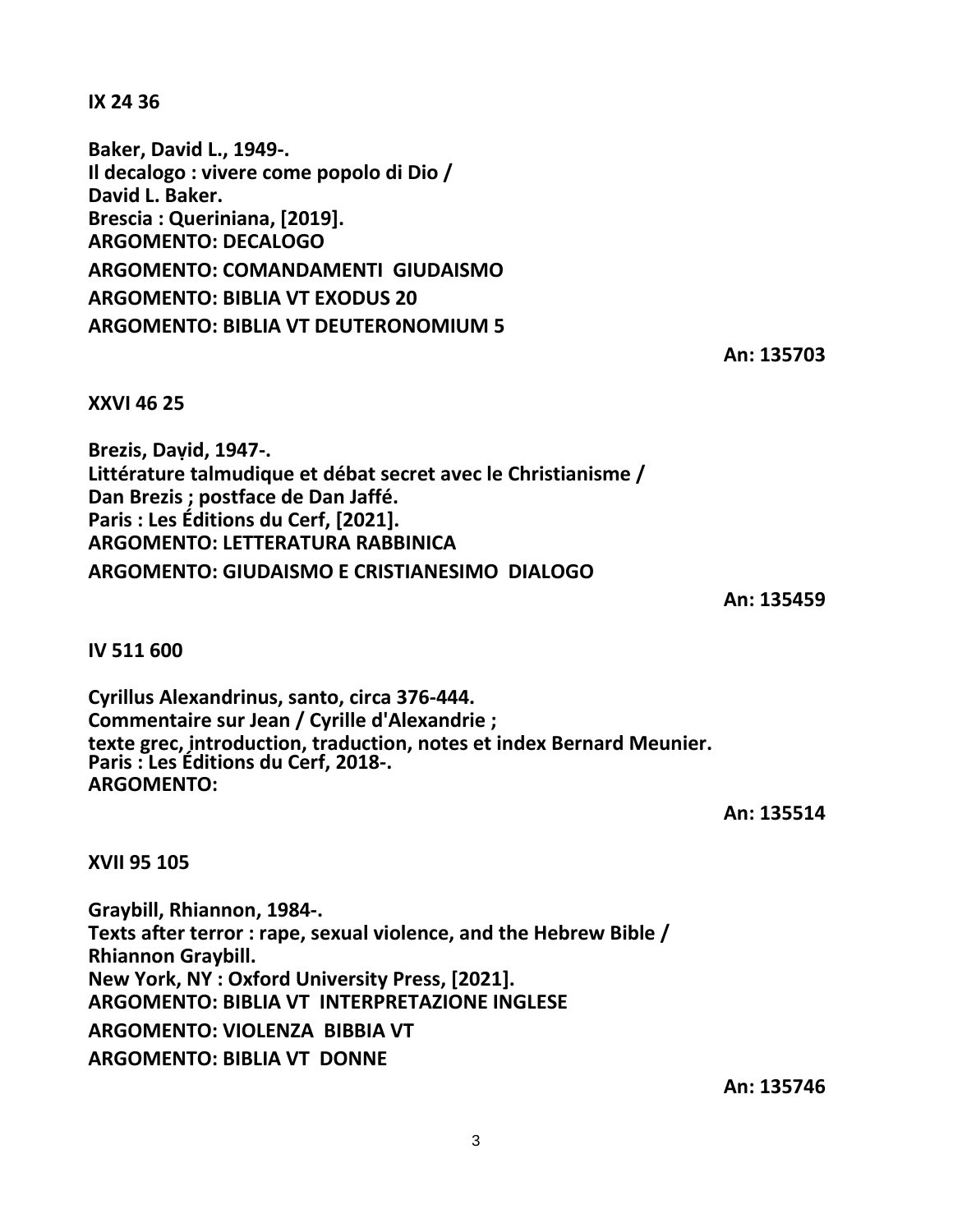**IX 24 36**

**Baker, David L., 1949-.**
**Il decalogo : vivere come popolo di Dio /**
**David L. Baker.**
**Brescia : Queriniana, [2019].**
**ARGOMENTO: DECALOGO**
**ARGOMENTO: COMANDAMENTI GIUDAISMO**
**ARGOMENTO: BIBLIA VT EXODUS 20**
**ARGOMENTO: BIBLIA VT DEUTERONOMIUM 5**

**An: 135703**

**XXVI 46 25**

**Brezis, Daṿid, 1947-.**
**Littérature talmudique et débat secret avec le Christianisme /**
**Dan Brezis ; postface de Dan Jaffé.**
**Paris : Les Éditions du Cerf, [2021].**
**ARGOMENTO: LETTERATURA RABBINICA**
**ARGOMENTO: GIUDAISMO E CRISTIANESIMO DIALOGO**

**An: 135459**

**IV 511 600**

**Cyrillus Alexandrinus, santo, circa 376-444.**
**Commentaire sur Jean / Cyrille d'Alexandrie ;**
**texte grec, introduction, traduction, notes et index Bernard Meunier.**
**Paris : Les Éditions du Cerf, 2018-.**
**ARGOMENTO:**

**An: 135514**

**XVII 95 105**

**Graybill, Rhiannon, 1984-.**
**Texts after terror : rape, sexual violence, and the Hebrew Bible /**
**Rhiannon Graybill.**
**New York, NY : Oxford University Press, [2021].**
**ARGOMENTO: BIBLIA VT INTERPRETAZIONE INGLESE**
**ARGOMENTO: VIOLENZA BIBBIA VT**
**ARGOMENTO: BIBLIA VT DONNE**

**An: 135746**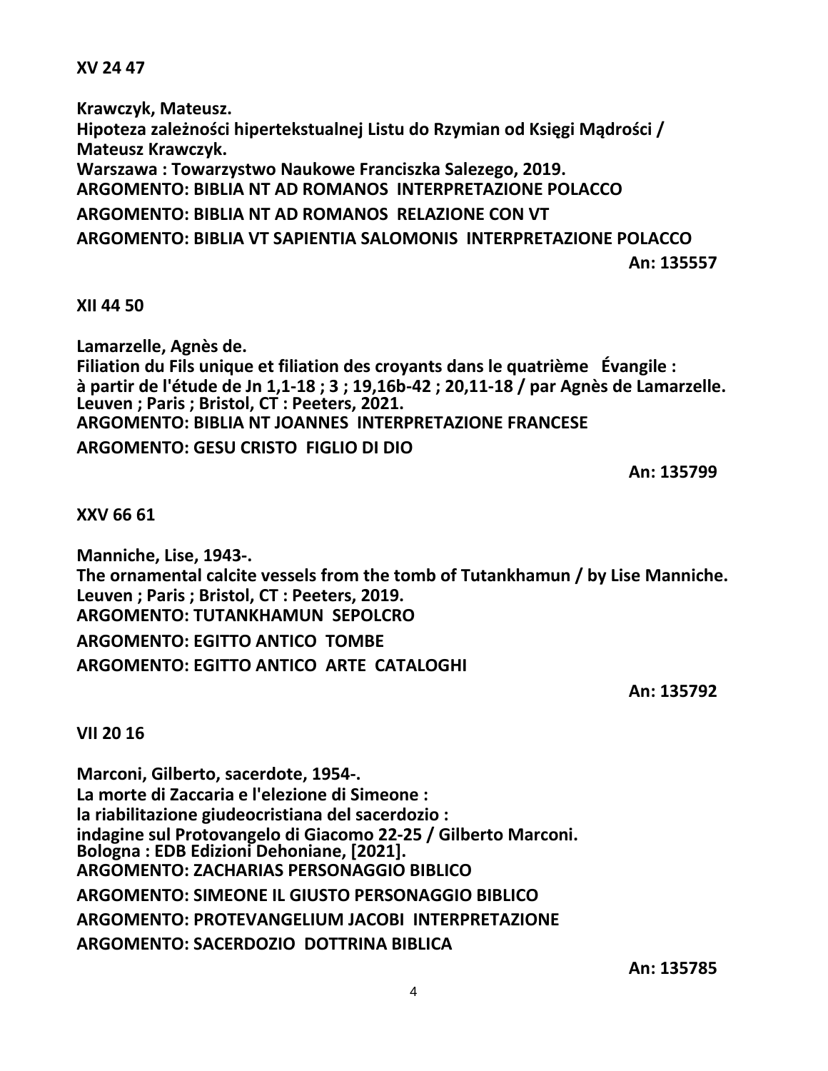**XV 24 47**

**Krawczyk, Mateusz.**
**Hipoteza zależności hipertekstualnej Listu do Rzymian od Księgi Mądrości / Mateusz Krawczyk.**
**Warszawa : Towarzystwo Naukowe Franciszka Salezego, 2019.**
**ARGOMENTO: BIBLIA NT AD ROMANOS INTERPRETAZIONE POLACCO**
**ARGOMENTO: BIBLIA NT AD ROMANOS RELAZIONE CON VT**
**ARGOMENTO: BIBLIA VT SAPIENTIA SALOMONIS INTERPRETAZIONE POLACCO**
**An: 135557**

**XII 44 50**

**Lamarzelle, Agnès de.**
**Filiation du Fils unique et filiation des croyants dans le quatrième Évangile : à partir de l'étude de Jn 1,1-18 ; 3 ; 19,16b-42 ; 20,11-18 / par Agnès de Lamarzelle.**
**Leuven ; Paris ; Bristol, CT : Peeters, 2021.**
**ARGOMENTO: BIBLIA NT JOANNES INTERPRETAZIONE FRANCESE**
**ARGOMENTO: GESU CRISTO FIGLIO DI DIO**
**An: 135799**

**XXV 66 61**

**Manniche, Lise, 1943-.**
**The ornamental calcite vessels from the tomb of Tutankhamun / by Lise Manniche.**
**Leuven ; Paris ; Bristol, CT : Peeters, 2019.**
**ARGOMENTO: TUTANKHAMUN SEPOLCRO**
**ARGOMENTO: EGITTO ANTICO TOMBE**
**ARGOMENTO: EGITTO ANTICO ARTE CATALOGHI**
**An: 135792**

**VII 20 16**

**Marconi, Gilberto, sacerdote, 1954-.**
**La morte di Zaccaria e l'elezione di Simeone : la riabilitazione giudeocristiana del sacerdozio : indagine sul Protovangelo di Giacomo 22-25 / Gilberto Marconi.**
**Bologna : EDB Edizioni Dehoniane, [2021].**
**ARGOMENTO: ZACHARIAS PERSONAGGIO BIBLICO**
**ARGOMENTO: SIMEONE IL GIUSTO PERSONAGGIO BIBLICO**
**ARGOMENTO: PROTEVANGELIUM JACOBI INTERPRETAZIONE**
**ARGOMENTO: SACERDOZIO DOTTRINA BIBLICA**
**An: 135785**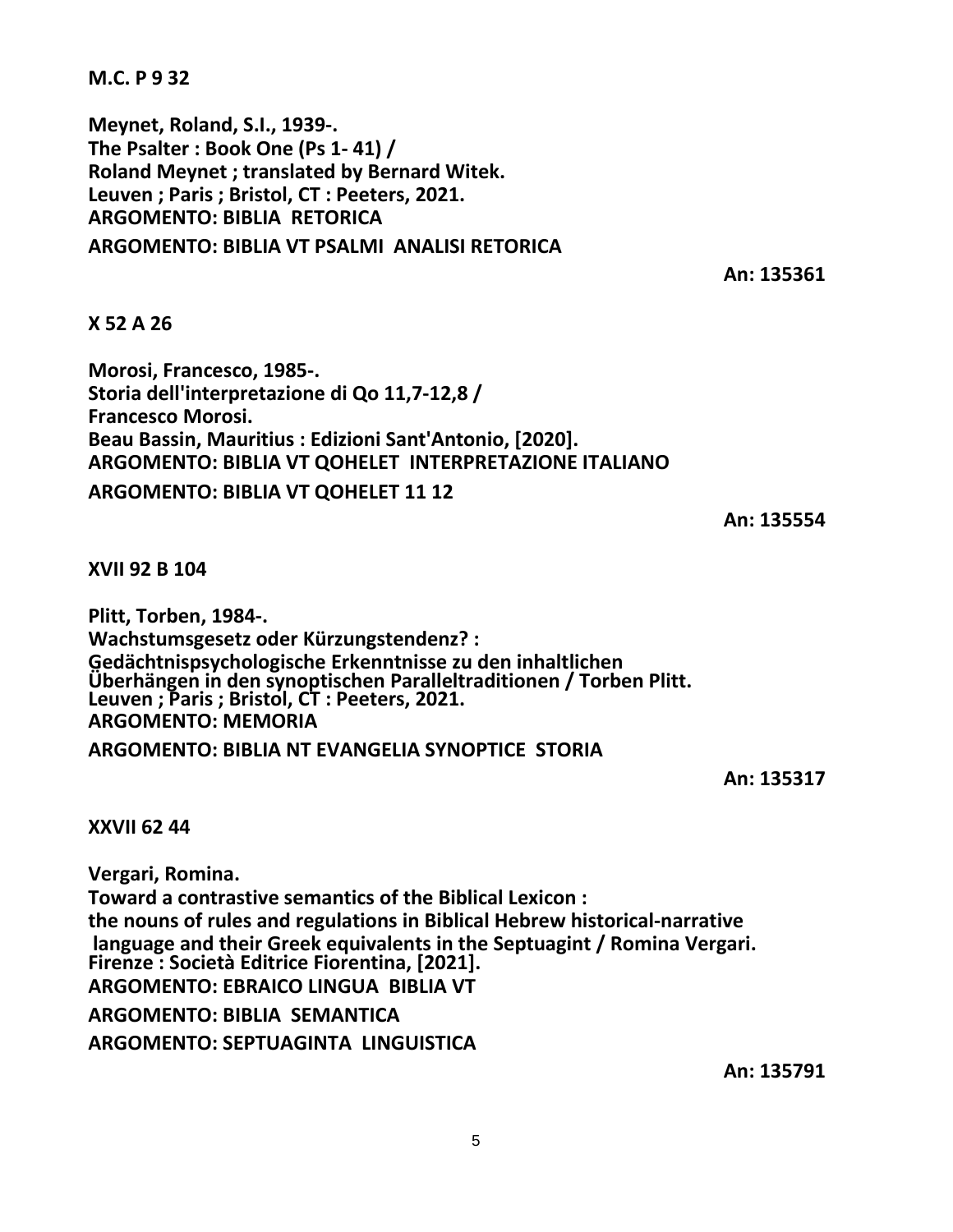**M.C. P 9 32**

**Meynet, Roland, S.I., 1939-.**
**The Psalter : Book One (Ps 1- 41) /**
**Roland Meynet ; translated by Bernard Witek.**
**Leuven ; Paris ; Bristol, CT : Peeters, 2021.**
**ARGOMENTO: BIBLIA RETORICA**
**ARGOMENTO: BIBLIA VT PSALMI ANALISI RETORICA**

**An: 135361**

**X 52 A 26**

**Morosi, Francesco, 1985-.**
**Storia dell'interpretazione di Qo 11,7-12,8 /**
**Francesco Morosi.**
**Beau Bassin, Mauritius : Edizioni Sant'Antonio, [2020].**
**ARGOMENTO: BIBLIA VT QOHELET INTERPRETAZIONE ITALIANO**
**ARGOMENTO: BIBLIA VT QOHELET 11 12**

**An: 135554**

**XVII 92 B 104**

**Plitt, Torben, 1984-.**
**Wachstumsgesetz oder Kürzungstendenz? :**
**Gedächtnispsychologische Erkenntnisse zu den inhaltlichen Überhängen in den synoptischen Paralleltraditionen / Torben Plitt.**
**Leuven ; Paris ; Bristol, CT : Peeters, 2021.**
**ARGOMENTO: MEMORIA**
**ARGOMENTO: BIBLIA NT EVANGELIA SYNOPTICE STORIA**

**An: 135317**

**XXVII 62 44**

**Vergari, Romina.**
**Toward a contrastive semantics of the Biblical Lexicon :**
**the nouns of rules and regulations in Biblical Hebrew historical-narrative language and their Greek equivalents in the Septuagint / Romina Vergari.**
**Firenze : Società Editrice Fiorentina, [2021].**
**ARGOMENTO: EBRAICO LINGUA BIBLIA VT**
**ARGOMENTO: BIBLIA SEMANTICA**
**ARGOMENTO: SEPTUAGINTA LINGUISTICA**

**An: 135791**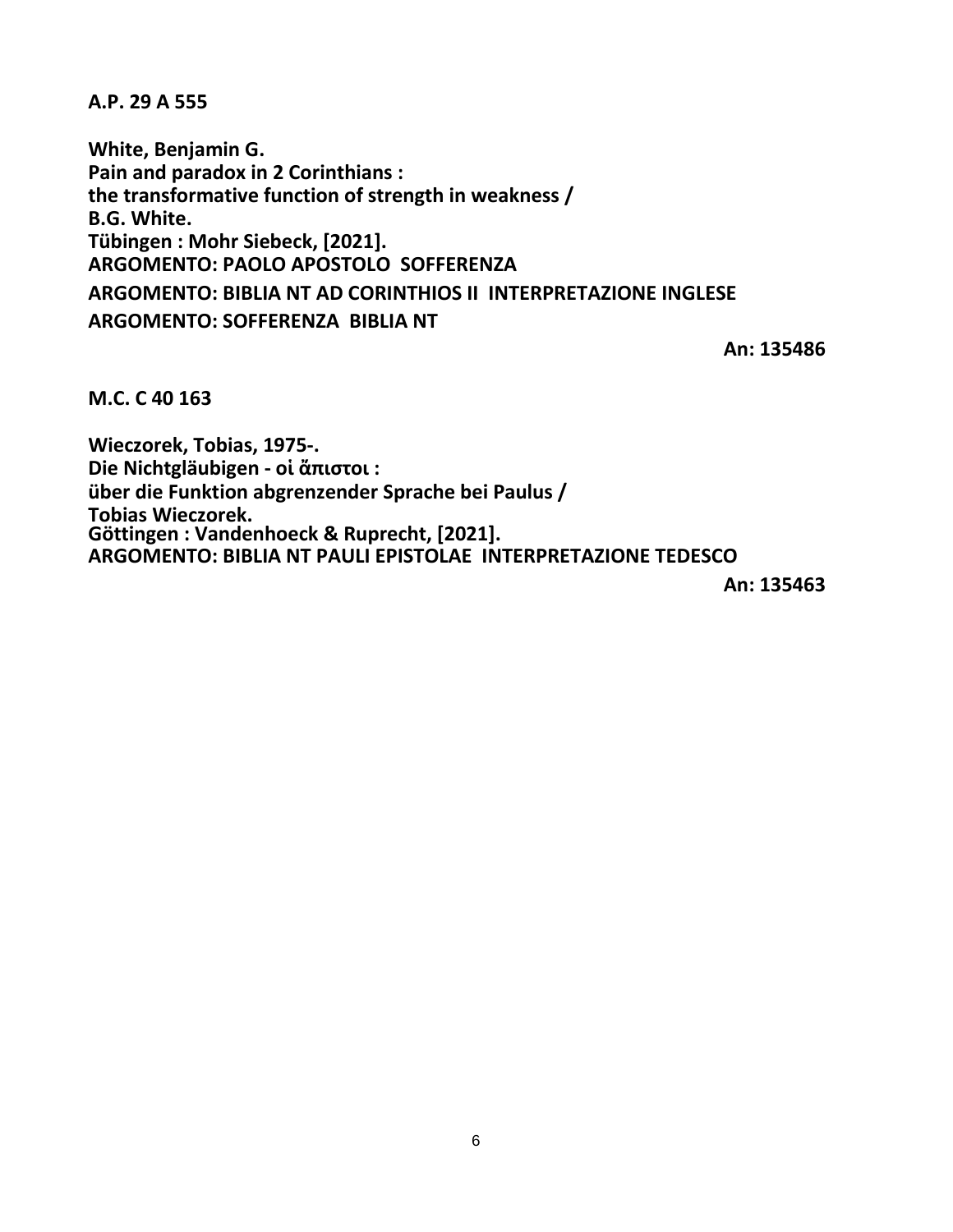**A.P. 29 A 555**

**White, Benjamin G.**
**Pain and paradox in 2 Corinthians :**
**the transformative function of strength in weakness /**
**B.G. White.**
**Tübingen : Mohr Siebeck, [2021].**
**ARGOMENTO: PAOLO APOSTOLO SOFFERENZA**
**ARGOMENTO: BIBLIA NT AD CORINTHIOS II INTERPRETAZIONE INGLESE**
**ARGOMENTO: SOFFERENZA BIBLIA NT**

**An: 135486**

**M.C. C 40 163**

**Wieczorek, Tobias, 1975-.**
**Die Nichtgläubigen - οἱ ἄπιστοι :**
**über die Funktion abgrenzender Sprache bei Paulus /**
**Tobias Wieczorek.**
**Göttingen : Vandenhoeck & Ruprecht, [2021].**
**ARGOMENTO: BIBLIA NT PAULI EPISTOLAE INTERPRETAZIONE TEDESCO**

**An: 135463**